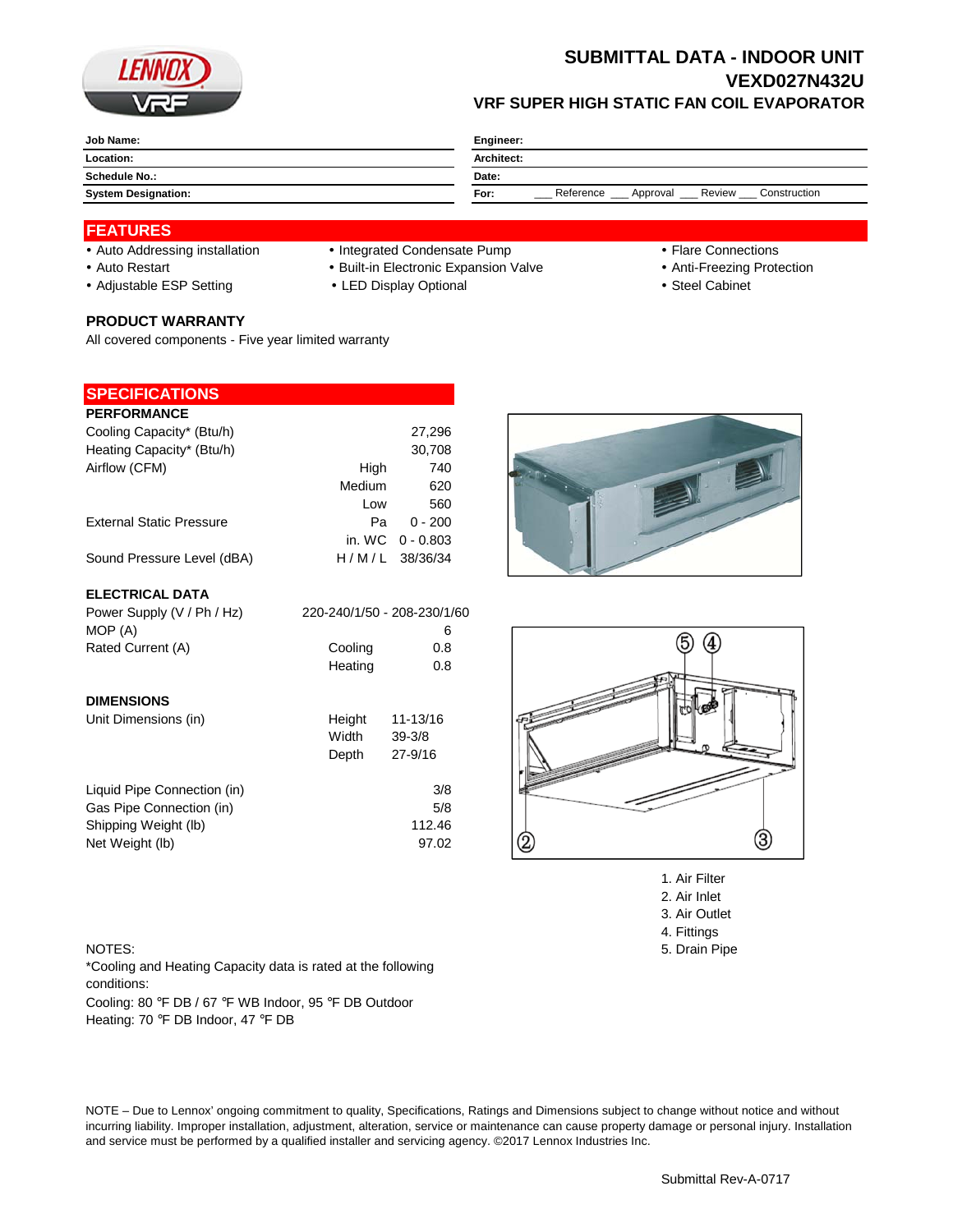# SUBMITTAL DATA - INDOOR UNIT
# VEXD027N432U
## VRF SUPER HIGH STATIC FAN COIL EVAPORATOR

| | | | |
|---|---|---|---|
| **Job Name:** | | **Engineer:** | |
| **Location:** | | **Architect:** | |
| **Schedule No.:** | | **Date:** | |
| **System Designation:** | | **For:** | ___ Reference ___ Approval ___ Review ___ Construction |

## FEATURES

- Auto Addressing installation
- Auto Restart
- Adjustable ESP Setting
- Integrated Condensate Pump
- Built-in Electronic Expansion Valve
- LED Display Optional
- Flare Connections
- Anti-Freezing Protection
- Steel Cabinet

### PRODUCT WARRANTY

All covered components - Five year limited warranty

## SPECIFICATIONS

### PERFORMANCE

| | | |
|---|---|---|
| Cooling Capacity* (Btu/h) | | 27,296 |
| Heating Capacity* (Btu/h) | | 30,708 |
| Airflow (CFM) | High | 740 |
| | Medium | 620 |
| | Low | 560 |
| External Static Pressure | Pa | 0 - 200 |
| | in. WC | 0 - 0.803 |
| Sound Pressure Level (dBA) | H / M / L | 38/36/34 |

### ELECTRICAL DATA

| | | |
|---|---|---|
| Power Supply (V / Ph / Hz) | 220-240/1/50 - 208-230/1/60 | |
| MOP (A) | | 6 |
| Rated Current (A) | Cooling | 0.8 |
| | Heating | 0.8 |

### DIMENSIONS

| | | |
|---|---|---|
| Unit Dimensions (in) | Height | 11-13/16 |
| | Width | 39-3/8 |
| | Depth | 27-9/16 |
| Liquid Pipe Connection (in) | | 3/8 |
| Gas Pipe Connection (in) | | 5/8 |
| Shipping Weight (lb) | | 112.46 |
| Net Weight (lb) | | 97.02 |

1. Air Filter
2. Air Inlet
3. Air Outlet
4. Fittings
5. Drain Pipe

NOTES:
*Cooling and Heating Capacity data is rated at the following conditions:
Cooling: 80 °F DB / 67 °F WB Indoor, 95 °F DB Outdoor
Heating: 70 °F DB Indoor, 47 °F DB

NOTE – Due to Lennox' ongoing commitment to quality, Specifications, Ratings and Dimensions subject to change without notice and without incurring liability. Improper installation, adjustment, alteration, service or maintenance can cause property damage or personal injury. Installation and service must be performed by a qualified installer and servicing agency. ©2017 Lennox Industries Inc.

Submittal Rev-A-0717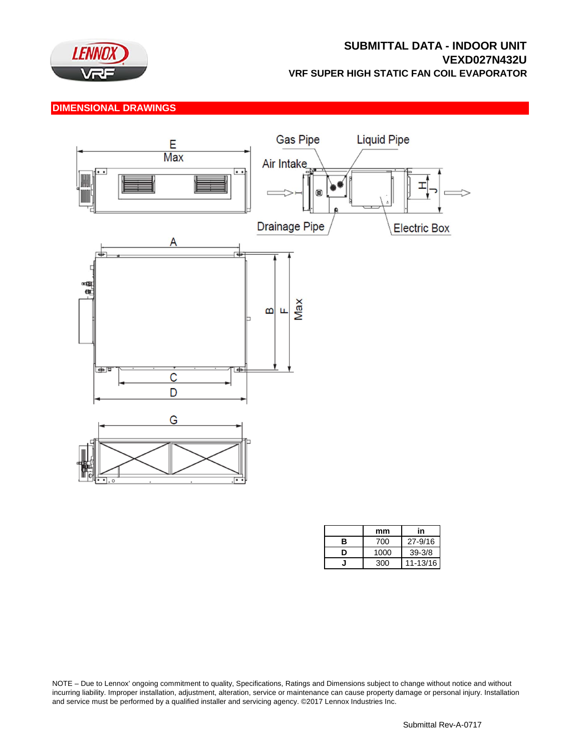SUBMITTAL DATA - INDOOR UNIT
VEXD027N432U
VRF SUPER HIGH STATIC FAN COIL EVAPORATOR

## DIMENSIONAL DRAWINGS

E
Max
Gas Pipe
Liquid Pipe
Air Intake
H
J
Drainage Pipe
Electric Box
A
B
F
Max
C
D
G

| | mm | in |
|---|---|---|
| **B** | 700 | 27-9/16 |
| **D** | 1000 | 39-3/8 |
| **J** | 300 | 11-13/16 |

NOTE – Due to Lennox' ongoing commitment to quality, Specifications, Ratings and Dimensions subject to change without notice and without incurring liability. Improper installation, adjustment, alteration, service or maintenance can cause property damage or personal injury. Installation and service must be performed by a qualified installer and servicing agency. ©2017 Lennox Industries Inc.

Submittal Rev-A-0717